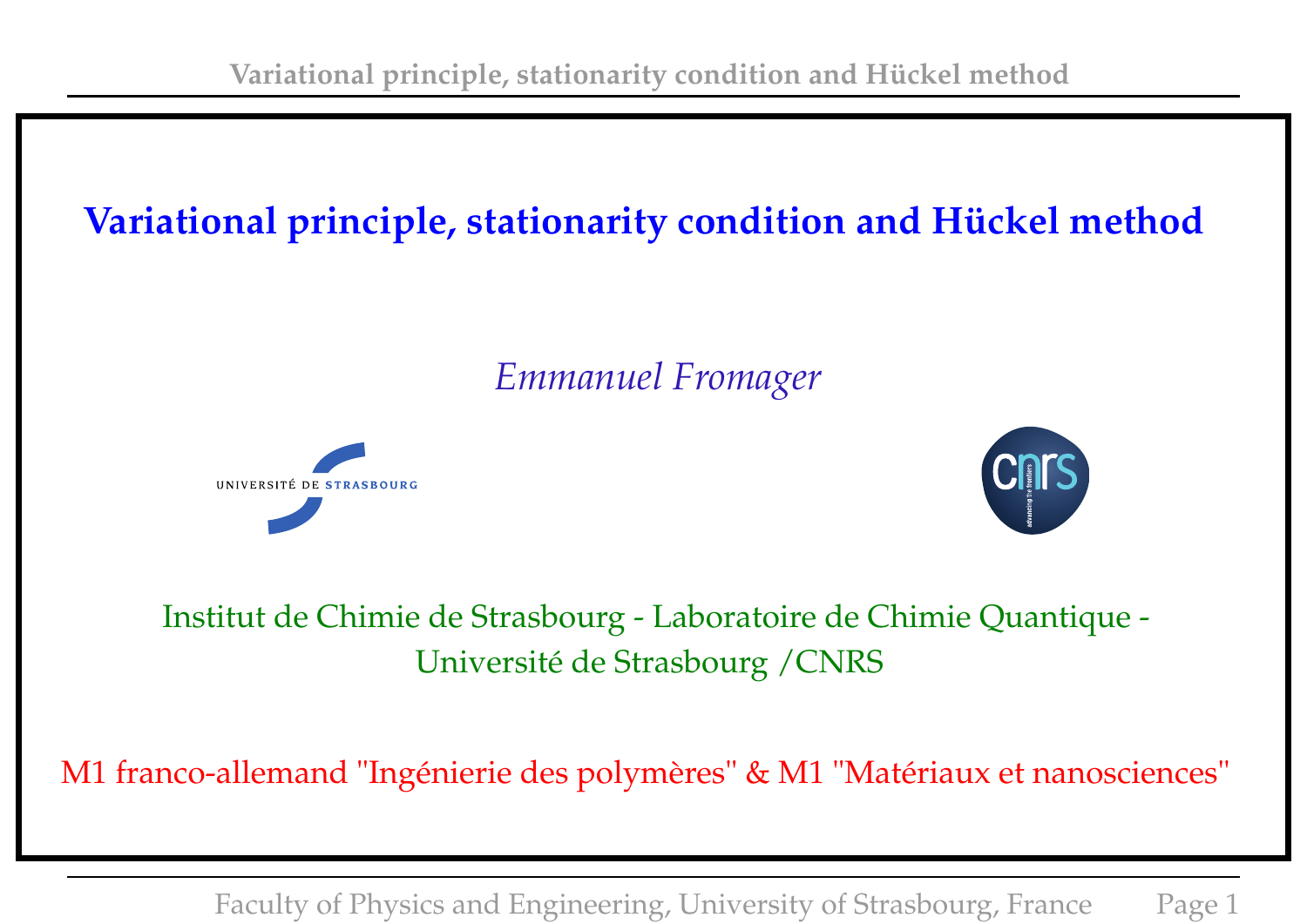# Variational principle, stationarity condition and Hückel method

*Emmanuel Fromager*

UNIVERSITÉ DE STRASBOURG

Institut de Chimie de Strasbourg - Laboratoire de Chimie Quantique - Université de Strasbourg /CNRS

M1 franco-allemand "Ingénierie des polymères" & M1 "Matériaux et nanosciences"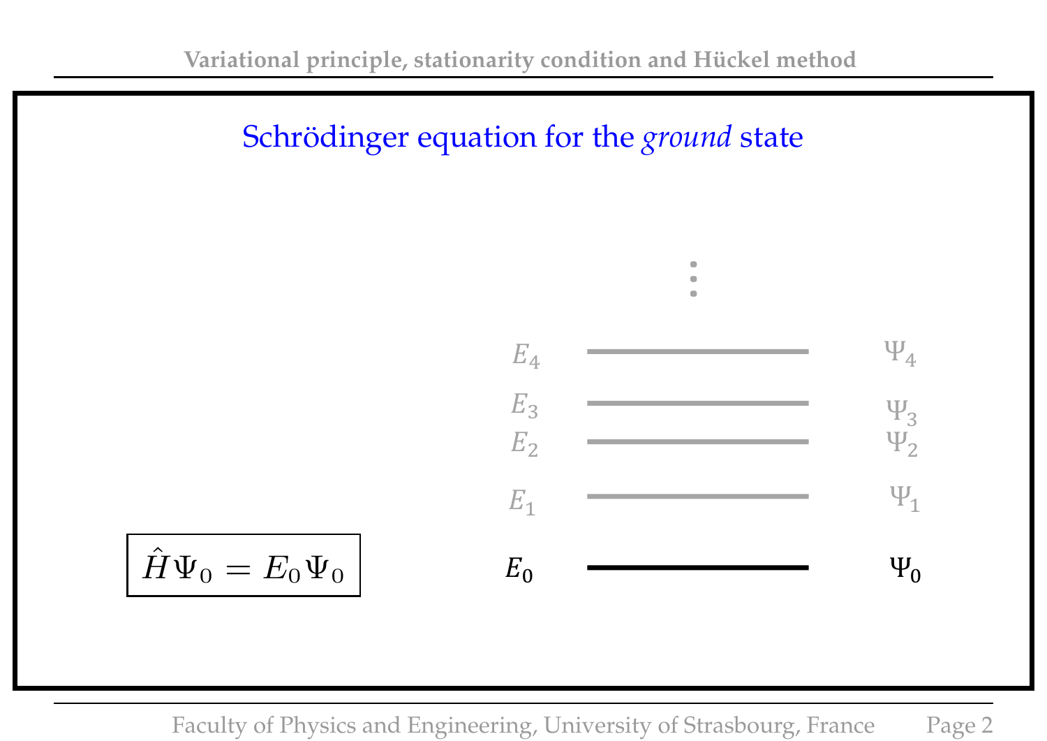## Schrödinger equation for the *ground* state

$$\hat{H}\Psi_0 = E_0\Psi_0$$

| | | |
|---|---|---|
| | ⋮ | |
| $E_4$ | ——— | $\Psi_4$ |
| $E_3$ | ——— | $\Psi_3$ |
| $E_2$ | ——— | $\Psi_2$ |
| $E_1$ | ——— | $\Psi_1$ |
| $E_0$ | ——— | $\Psi_0$ |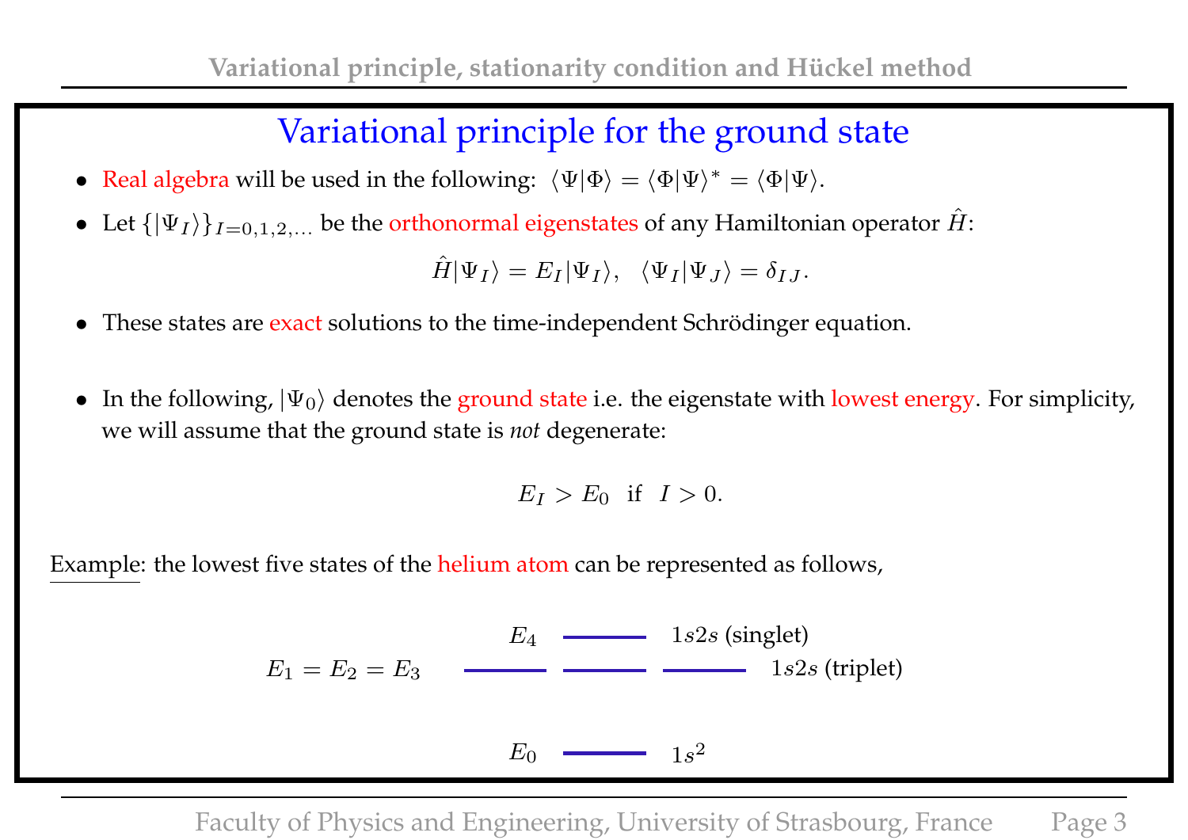# Variational principle for the ground state

- Real algebra will be used in the following: $\langle\Psi|\Phi\rangle = \langle\Phi|\Psi\rangle^* = \langle\Phi|\Psi\rangle$.
- Let $\{|\Psi_I\rangle\}_{I=0,1,2,\ldots}$ be the orthonormal eigenstates of any Hamiltonian operator $\hat{H}$:

$$\hat{H}|\Psi_I\rangle = E_I|\Psi_I\rangle, \quad \langle\Psi_I|\Psi_J\rangle = \delta_{IJ}.$$

- These states are exact solutions to the time-independent Schrödinger equation.

- In the following, $|\Psi_0\rangle$ denotes the ground state i.e. the eigenstate with lowest energy. For simplicity, we will assume that the ground state is *not* degenerate:

$$E_I > E_0 \quad \text{if} \quad I > 0.$$

Example: the lowest five states of the helium atom can be represented as follows,

$E_4$ —— $1s2s$ (singlet)

$E_1 = E_2 = E_3$ —— —— —— $1s2s$ (triplet)

$E_0$ —— $1s^2$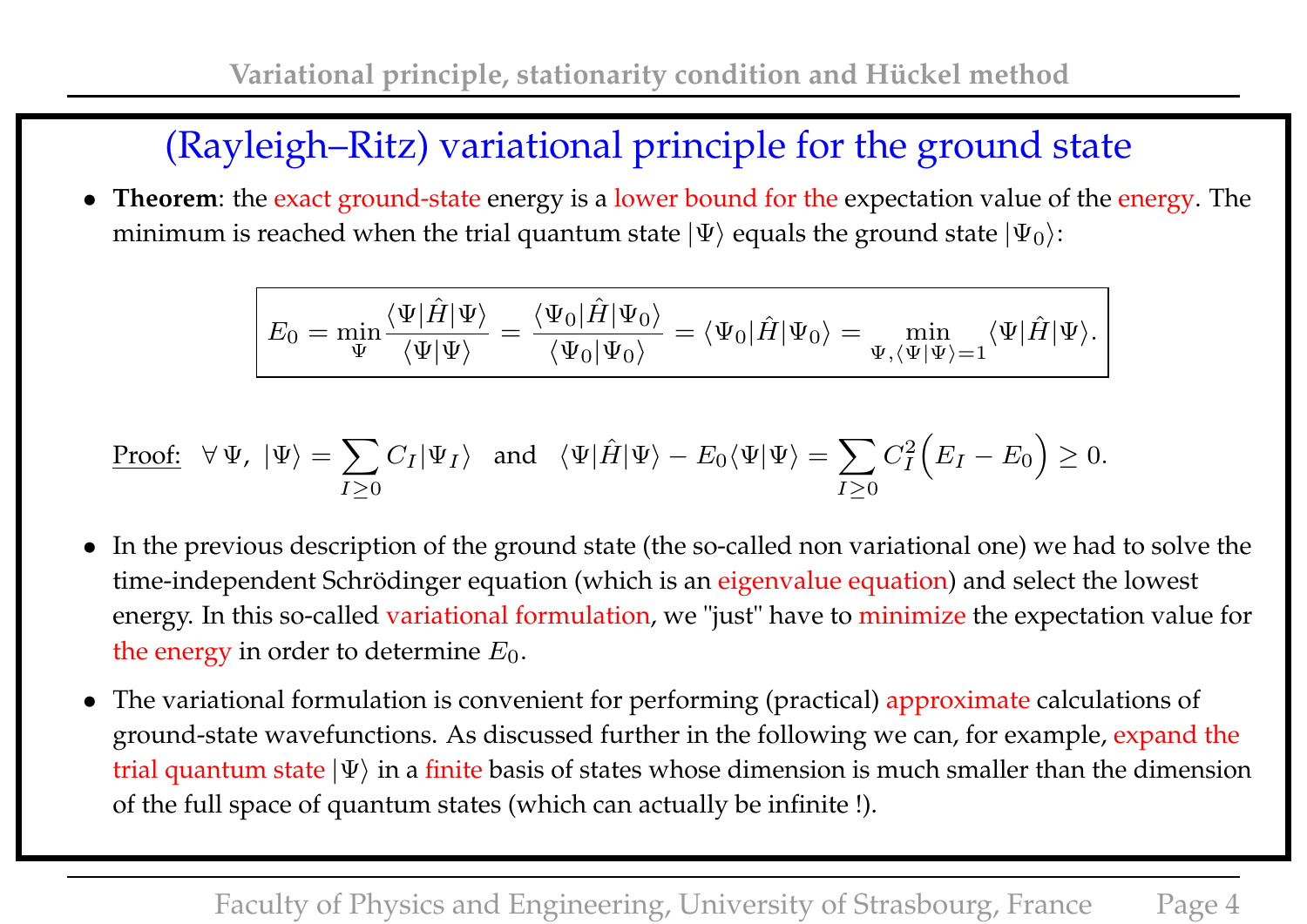## (Rayleigh–Ritz) variational principle for the ground state

- **Theorem**: the exact ground-state energy is a lower bound for the expectation value of the energy. The minimum is reached when the trial quantum state $|\Psi\rangle$ equals the ground state $|\Psi_0\rangle$:

$$E_0 = \min_{\Psi} \frac{\langle\Psi|\hat{H}|\Psi\rangle}{\langle\Psi|\Psi\rangle} = \frac{\langle\Psi_0|\hat{H}|\Psi_0\rangle}{\langle\Psi_0|\Psi_0\rangle} = \langle\Psi_0|\hat{H}|\Psi_0\rangle = \min_{\Psi, \langle\Psi|\Psi\rangle=1} \langle\Psi|\hat{H}|\Psi\rangle.$$

  Proof: $\forall\, \Psi,\ |\Psi\rangle = \sum_{I\geq 0} C_I|\Psi_I\rangle$ and $\langle\Psi|\hat{H}|\Psi\rangle - E_0\langle\Psi|\Psi\rangle = \sum_{I\geq 0} C_I^2 \Big(E_I - E_0\Big) \geq 0.$

- In the previous description of the ground state (the so-called non variational one) we had to solve the time-independent Schrödinger equation (which is an eigenvalue equation) and select the lowest energy. In this so-called variational formulation, we "just" have to minimize the expectation value for the energy in order to determine $E_0$.

- The variational formulation is convenient for performing (practical) approximate calculations of ground-state wavefunctions. As discussed further in the following we can, for example, expand the trial quantum state $|\Psi\rangle$ in a finite basis of states whose dimension is much smaller than the dimension of the full space of quantum states (which can actually be infinite !).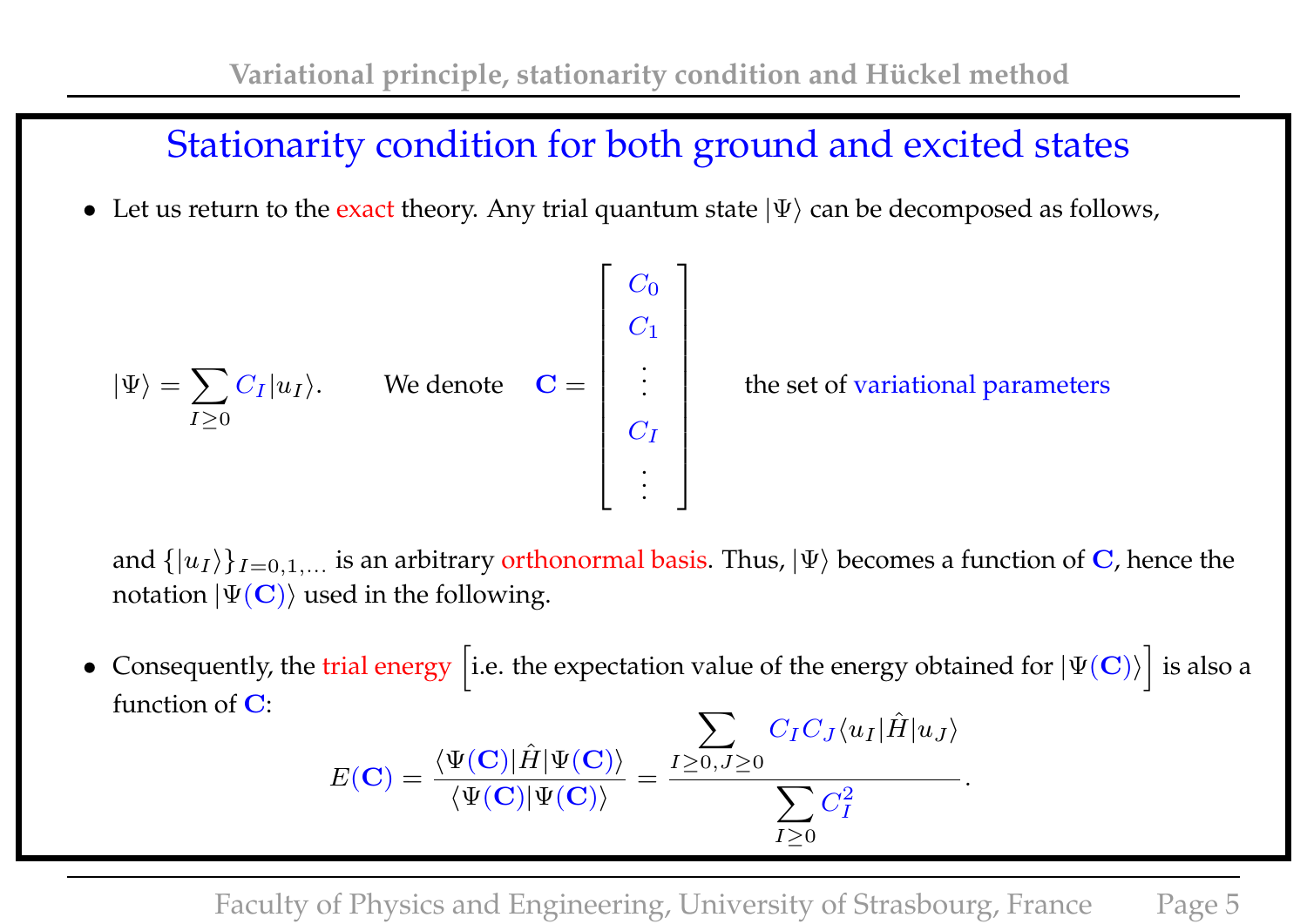## Stationarity condition for both ground and excited states

- Let us return to the exact theory. Any trial quantum state $|\Psi\rangle$ can be decomposed as follows,

$$|\Psi\rangle = \sum_{I\geq 0} C_I |u_I\rangle. \qquad \text{We denote} \quad \mathbf{C} = \begin{bmatrix} C_0 \\ C_1 \\ \vdots \\ C_I \\ \vdots \end{bmatrix} \quad \text{the set of variational parameters}$$

  and $\{|u_I\rangle\}_{I=0,1,\ldots}$ is an arbitrary orthonormal basis. Thus, $|\Psi\rangle$ becomes a function of $\mathbf{C}$, hence the notation $|\Psi(\mathbf{C})\rangle$ used in the following.

- Consequently, the trial energy $\Big[$i.e. the expectation value of the energy obtained for $|\Psi(\mathbf{C})\rangle\Big]$ is also a function of $\mathbf{C}$:

$$E(\mathbf{C}) = \frac{\langle\Psi(\mathbf{C})|\hat{H}|\Psi(\mathbf{C})\rangle}{\langle\Psi(\mathbf{C})|\Psi(\mathbf{C})\rangle} = \frac{\displaystyle\sum_{I\geq 0, J\geq 0} C_I C_J \langle u_I|\hat{H}|u_J\rangle}{\displaystyle\sum_{I\geq 0} C_I^2}.$$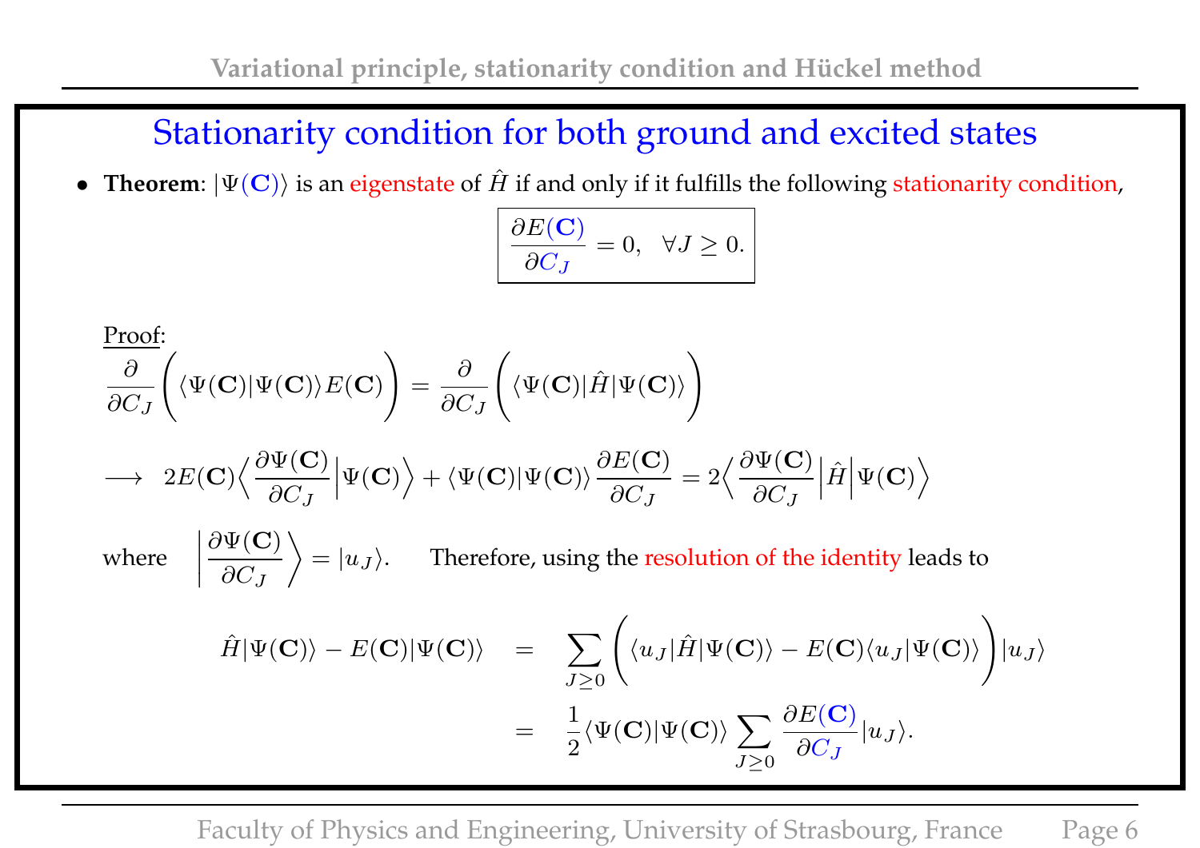## Stationarity condition for both ground and excited states

- **Theorem**: $|\Psi(\mathbf{C})\rangle$ is an eigenstate of $\hat{H}$ if and only if it fulfills the following stationarity condition,

$$\boxed{\frac{\partial E(\mathbf{C})}{\partial C_J} = 0, \quad \forall J \geq 0.}$$

<u>Proof</u>:

$$\frac{\partial}{\partial C_J}\Bigg(\langle\Psi(\mathbf{C})|\Psi(\mathbf{C})\rangle E(\mathbf{C})\Bigg) = \frac{\partial}{\partial C_J}\Bigg(\langle\Psi(\mathbf{C})|\hat{H}|\Psi(\mathbf{C})\rangle\Bigg)$$

$$\longrightarrow \quad 2E(\mathbf{C})\Big\langle\frac{\partial\Psi(\mathbf{C})}{\partial C_J}\Big|\Psi(\mathbf{C})\Big\rangle + \langle\Psi(\mathbf{C})|\Psi(\mathbf{C})\rangle\frac{\partial E(\mathbf{C})}{\partial C_J} = 2\Big\langle\frac{\partial\Psi(\mathbf{C})}{\partial C_J}\Big|\hat{H}\Big|\Psi(\mathbf{C})\Big\rangle$$

where $\Big|\dfrac{\partial\Psi(\mathbf{C})}{\partial C_J}\Big\rangle = |u_J\rangle$. Therefore, using the resolution of the identity leads to

$$\begin{aligned}
\hat{H}|\Psi(\mathbf{C})\rangle - E(\mathbf{C})|\Psi(\mathbf{C})\rangle &= \sum_{J\geq 0}\Bigg(\langle u_J|\hat{H}|\Psi(\mathbf{C})\rangle - E(\mathbf{C})\langle u_J|\Psi(\mathbf{C})\rangle\Bigg)|u_J\rangle \\
&= \frac{1}{2}\langle\Psi(\mathbf{C})|\Psi(\mathbf{C})\rangle\sum_{J\geq 0}\frac{\partial E(\mathbf{C})}{\partial C_J}|u_J\rangle.
\end{aligned}$$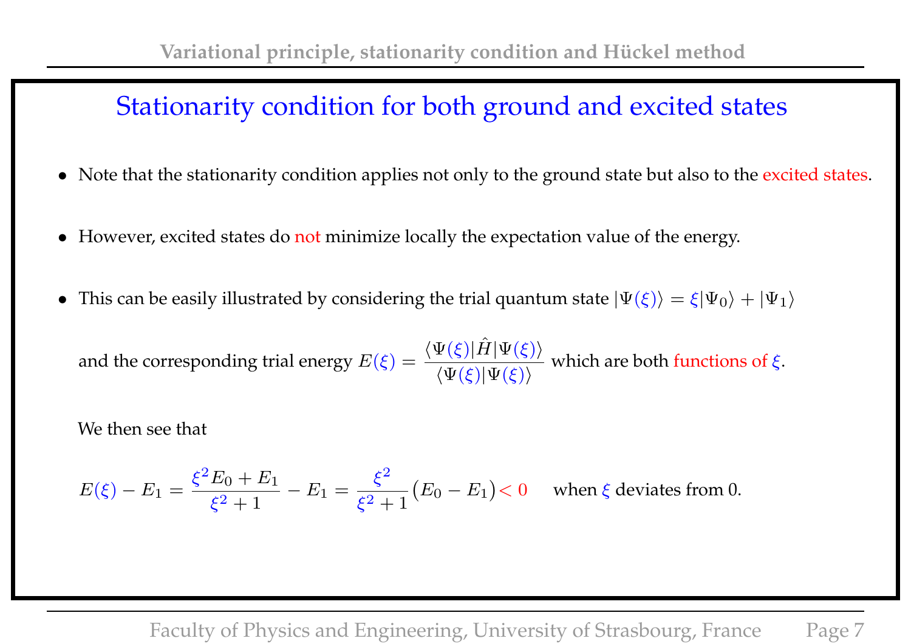## Stationarity condition for both ground and excited states

- Note that the stationarity condition applies not only to the ground state but also to the excited states.

- However, excited states do not minimize locally the expectation value of the energy.

- This can be easily illustrated by considering the trial quantum state $|\Psi(\xi)\rangle = \xi|\Psi_0\rangle + |\Psi_1\rangle$

  and the corresponding trial energy $E(\xi) = \dfrac{\langle\Psi(\xi)|\hat{H}|\Psi(\xi)\rangle}{\langle\Psi(\xi)|\Psi(\xi)\rangle}$ which are both functions of $\xi$.

  We then see that

$$E(\xi) - E_1 = \frac{\xi^2 E_0 + E_1}{\xi^2 + 1} - E_1 = \frac{\xi^2}{\xi^2 + 1}\big(E_0 - E_1\big) < 0 \quad \text{when } \xi \text{ deviates from 0.}$$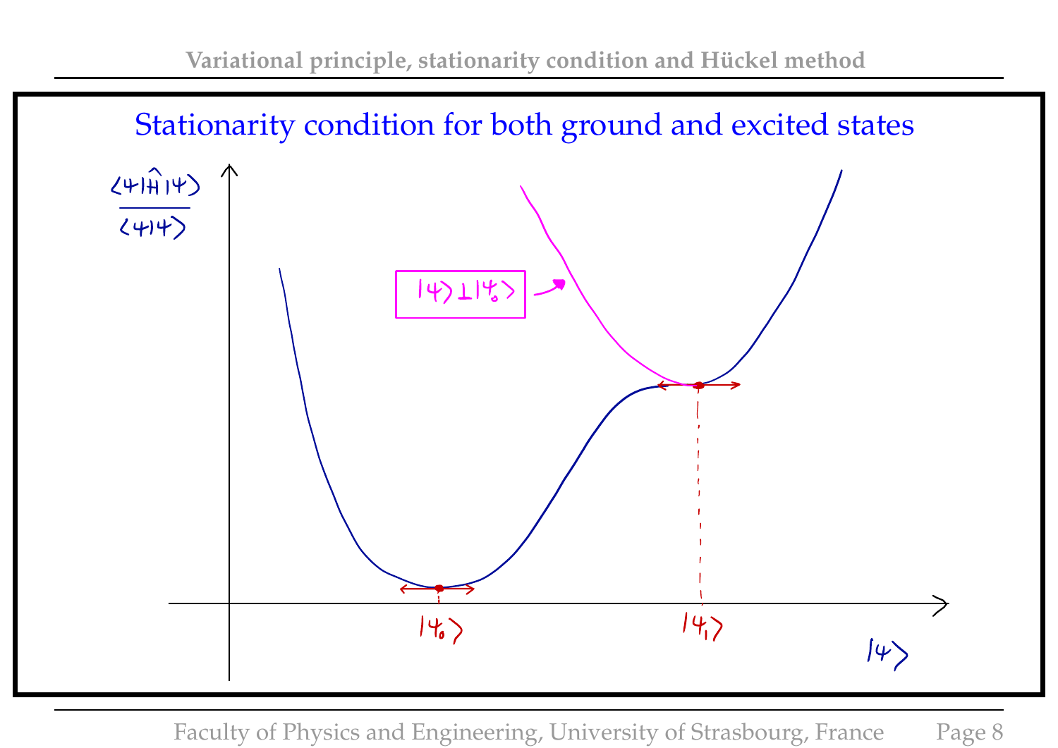## Stationarity condition for both ground and excited states

$$\frac{\langle \Psi | \hat{H} | \Psi \rangle}{\langle \Psi | \Psi \rangle}$$

$|\Psi\rangle \perp |\Psi_0\rangle$

$|\Psi_0\rangle$

$|\Psi_1\rangle$

$|\Psi\rangle$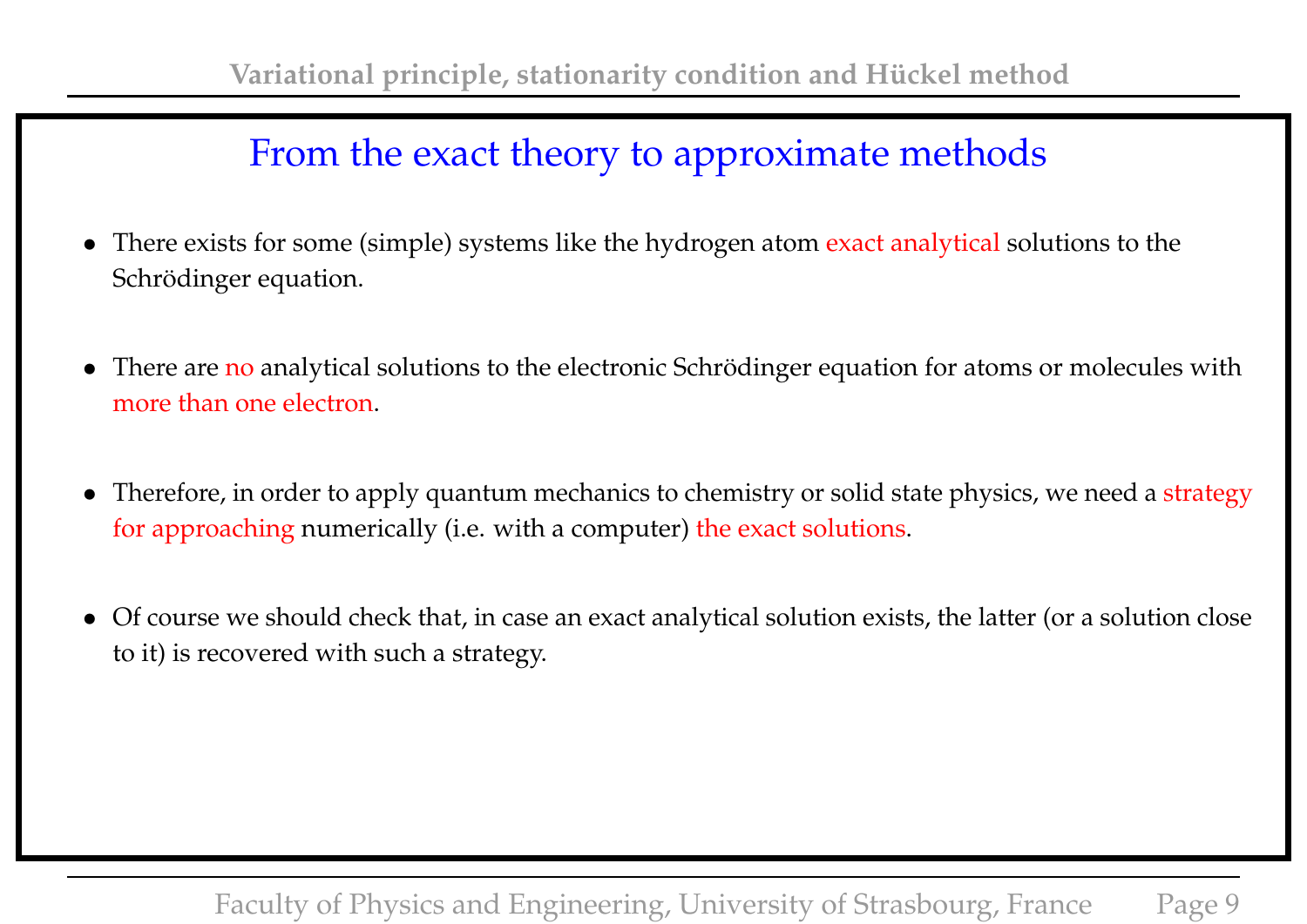# From the exact theory to approximate methods

- There exists for some (simple) systems like the hydrogen atom exact analytical solutions to the Schrödinger equation.

- There are no analytical solutions to the electronic Schrödinger equation for atoms or molecules with more than one electron.

- Therefore, in order to apply quantum mechanics to chemistry or solid state physics, we need a strategy for approaching numerically (i.e. with a computer) the exact solutions.

- Of course we should check that, in case an exact analytical solution exists, the latter (or a solution close to it) is recovered with such a strategy.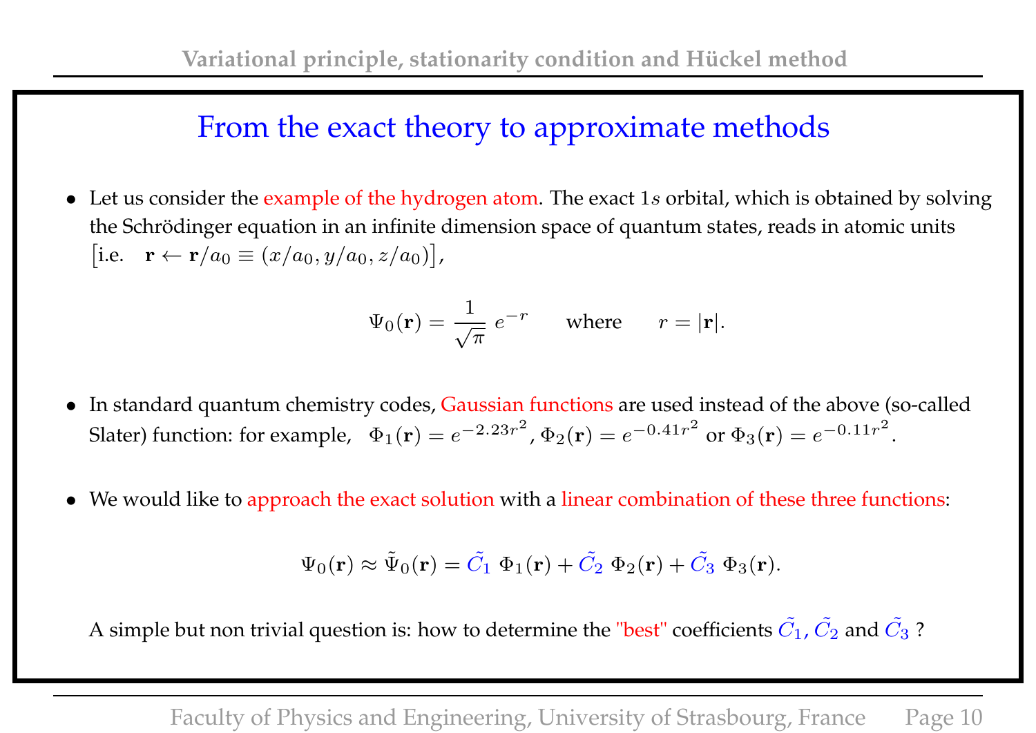## From the exact theory to approximate methods

- Let us consider the example of the hydrogen atom. The exact $1s$ orbital, which is obtained by solving the Schrödinger equation in an infinite dimension space of quantum states, reads in atomic units $\left[\text{i.e.} \quad \mathbf{r} \leftarrow \mathbf{r}/a_0 \equiv (x/a_0, y/a_0, z/a_0)\right]$,

$$\Psi_0(\mathbf{r}) = \frac{1}{\sqrt{\pi}}\, e^{-r} \qquad \text{where} \qquad r = |\mathbf{r}|.$$

- In standard quantum chemistry codes, Gaussian functions are used instead of the above (so-called Slater) function: for example, $\Phi_1(\mathbf{r}) = e^{-2.23r^2}$, $\Phi_2(\mathbf{r}) = e^{-0.41r^2}$ or $\Phi_3(\mathbf{r}) = e^{-0.11r^2}$.

- We would like to approach the exact solution with a linear combination of these three functions:

$$\Psi_0(\mathbf{r}) \approx \tilde{\Psi}_0(\mathbf{r}) = \tilde{C_1}\ \Phi_1(\mathbf{r}) + \tilde{C_2}\ \Phi_2(\mathbf{r}) + \tilde{C_3}\ \Phi_3(\mathbf{r}).$$

A simple but non trivial question is: how to determine the "best" coefficients $\tilde{C_1}$, $\tilde{C_2}$ and $\tilde{C_3}$ ?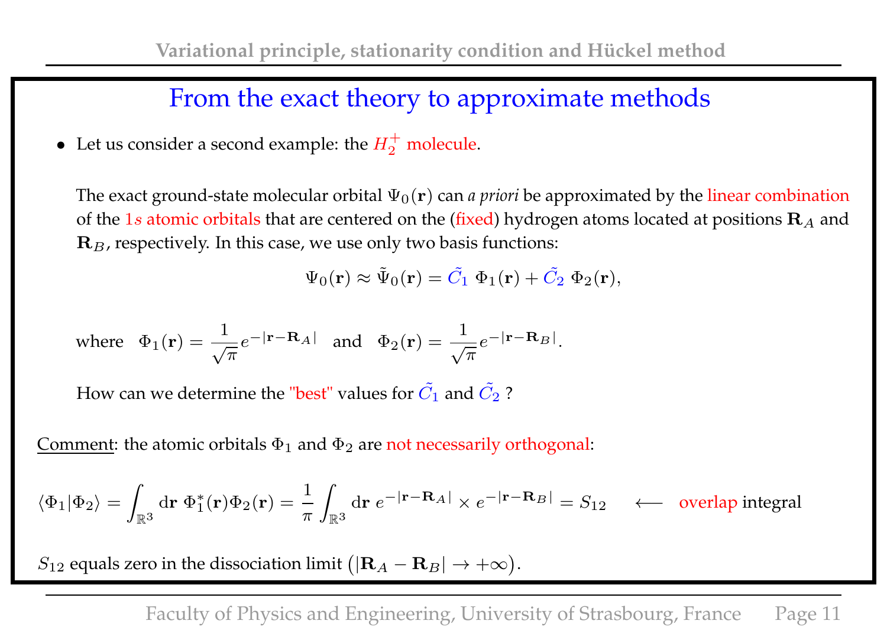# From the exact theory to approximate methods

- Let us consider a second example: the $H_2^+$ molecule.

  The exact ground-state molecular orbital $\Psi_0(\mathbf{r})$ can *a priori* be approximated by the linear combination of the $1s$ atomic orbitals that are centered on the (fixed) hydrogen atoms located at positions $\mathbf{R}_A$ and $\mathbf{R}_B$, respectively. In this case, we use only two basis functions:

$$\Psi_0(\mathbf{r}) \approx \tilde{\Psi}_0(\mathbf{r}) = \tilde{C_1}\ \Phi_1(\mathbf{r}) + \tilde{C_2}\ \Phi_2(\mathbf{r}),$$

  where $\Phi_1(\mathbf{r}) = \dfrac{1}{\sqrt{\pi}} e^{-|\mathbf{r}-\mathbf{R}_A|}$ and $\Phi_2(\mathbf{r}) = \dfrac{1}{\sqrt{\pi}} e^{-|\mathbf{r}-\mathbf{R}_B|}$.

  How can we determine the "best" values for $\tilde{C_1}$ and $\tilde{C_2}$ ?

Comment: the atomic orbitals $\Phi_1$ and $\Phi_2$ are not necessarily orthogonal:

$$\langle \Phi_1 | \Phi_2 \rangle = \int_{\mathbb{R}^3} \mathrm{d}\mathbf{r}\ \Phi_1^*(\mathbf{r})\Phi_2(\mathbf{r}) = \frac{1}{\pi}\int_{\mathbb{R}^3} \mathrm{d}\mathbf{r}\ e^{-|\mathbf{r}-\mathbf{R}_A|} \times e^{-|\mathbf{r}-\mathbf{R}_B|} = S_{12} \qquad \longleftarrow \quad \text{overlap integral}$$

$S_{12}$ equals zero in the dissociation limit $\big(|\mathbf{R}_A - \mathbf{R}_B| \rightarrow +\infty\big)$.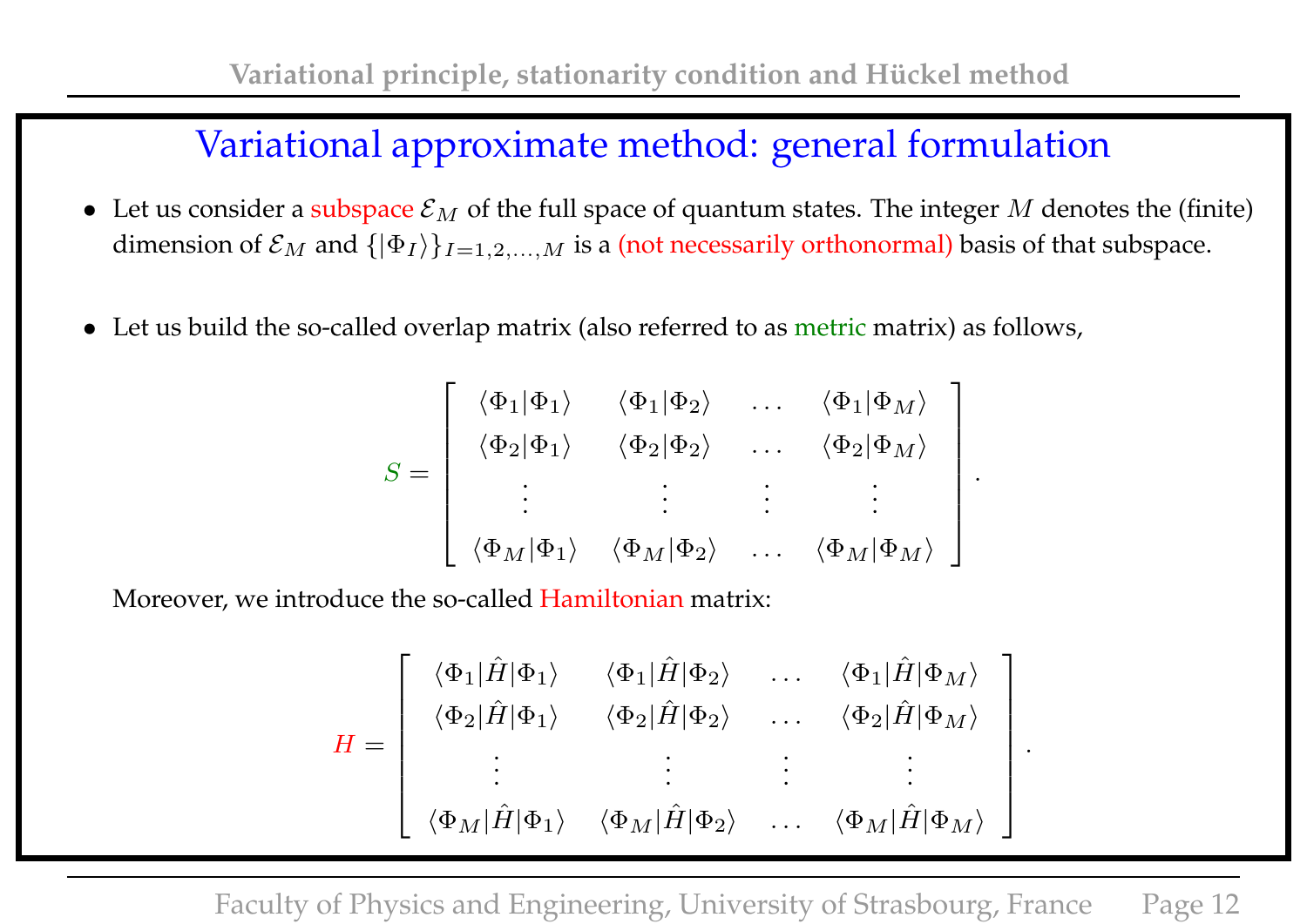## Variational approximate method: general formulation

- Let us consider a subspace $\mathcal{E}_M$ of the full space of quantum states. The integer $M$ denotes the (finite) dimension of $\mathcal{E}_M$ and $\{|\Phi_I\rangle\}_{I=1,2,\ldots,M}$ is a (not necessarily orthonormal) basis of that subspace.

- Let us build the so-called overlap matrix (also referred to as metric matrix) as follows,

$$
S = \begin{bmatrix}
\langle\Phi_1|\Phi_1\rangle & \langle\Phi_1|\Phi_2\rangle & \ldots & \langle\Phi_1|\Phi_M\rangle \\
\langle\Phi_2|\Phi_1\rangle & \langle\Phi_2|\Phi_2\rangle & \ldots & \langle\Phi_2|\Phi_M\rangle \\
\vdots & \vdots & \vdots & \vdots \\
\langle\Phi_M|\Phi_1\rangle & \langle\Phi_M|\Phi_2\rangle & \ldots & \langle\Phi_M|\Phi_M\rangle
\end{bmatrix}.
$$

  Moreover, we introduce the so-called Hamiltonian matrix:

$$
H = \begin{bmatrix}
\langle\Phi_1|\hat{H}|\Phi_1\rangle & \langle\Phi_1|\hat{H}|\Phi_2\rangle & \ldots & \langle\Phi_1|\hat{H}|\Phi_M\rangle \\
\langle\Phi_2|\hat{H}|\Phi_1\rangle & \langle\Phi_2|\hat{H}|\Phi_2\rangle & \ldots & \langle\Phi_2|\hat{H}|\Phi_M\rangle \\
\vdots & \vdots & \vdots & \vdots \\
\langle\Phi_M|\hat{H}|\Phi_1\rangle & \langle\Phi_M|\hat{H}|\Phi_2\rangle & \ldots & \langle\Phi_M|\hat{H}|\Phi_M\rangle
\end{bmatrix}.
$$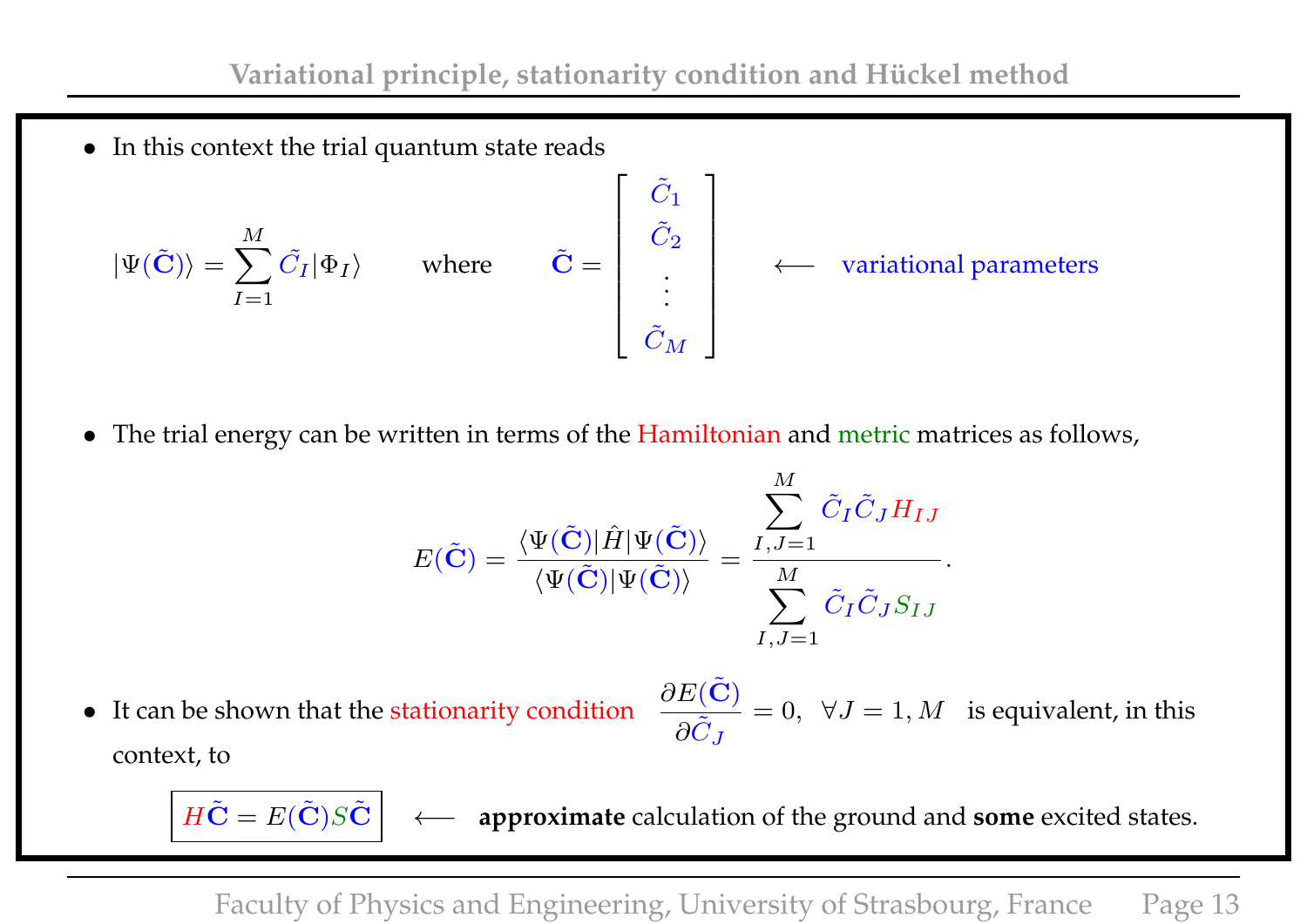- In this context the trial quantum state reads

$$|\Psi(\tilde{\mathbf{C}})\rangle = \sum_{I=1}^{M} \tilde{C}_I |\Phi_I\rangle \qquad \text{where} \qquad \tilde{\mathbf{C}} = \begin{bmatrix} \tilde{C}_1 \\ \tilde{C}_2 \\ \vdots \\ \tilde{C}_M \end{bmatrix} \quad \longleftarrow \quad \text{variational parameters}$$

- The trial energy can be written in terms of the Hamiltonian and metric matrices as follows,

$$E(\tilde{\mathbf{C}}) = \frac{\langle \Psi(\tilde{\mathbf{C}})|\hat{H}|\Psi(\tilde{\mathbf{C}})\rangle}{\langle \Psi(\tilde{\mathbf{C}})|\Psi(\tilde{\mathbf{C}})\rangle} = \frac{\displaystyle\sum_{I,J=1}^{M} \tilde{C}_I \tilde{C}_J H_{IJ}}{\displaystyle\sum_{I,J=1}^{M} \tilde{C}_I \tilde{C}_J S_{IJ}}.$$

- It can be shown that the stationarity condition $\dfrac{\partial E(\tilde{\mathbf{C}})}{\partial \tilde{C}_J} = 0, \;\; \forall J = 1, M$ is equivalent, in this context, to

$$\boxed{H\tilde{\mathbf{C}} = E(\tilde{\mathbf{C}}) S \tilde{\mathbf{C}}} \quad \longleftarrow \quad \textbf{approximate} \text{ calculation of the ground and } \textbf{some} \text{ excited states.}$$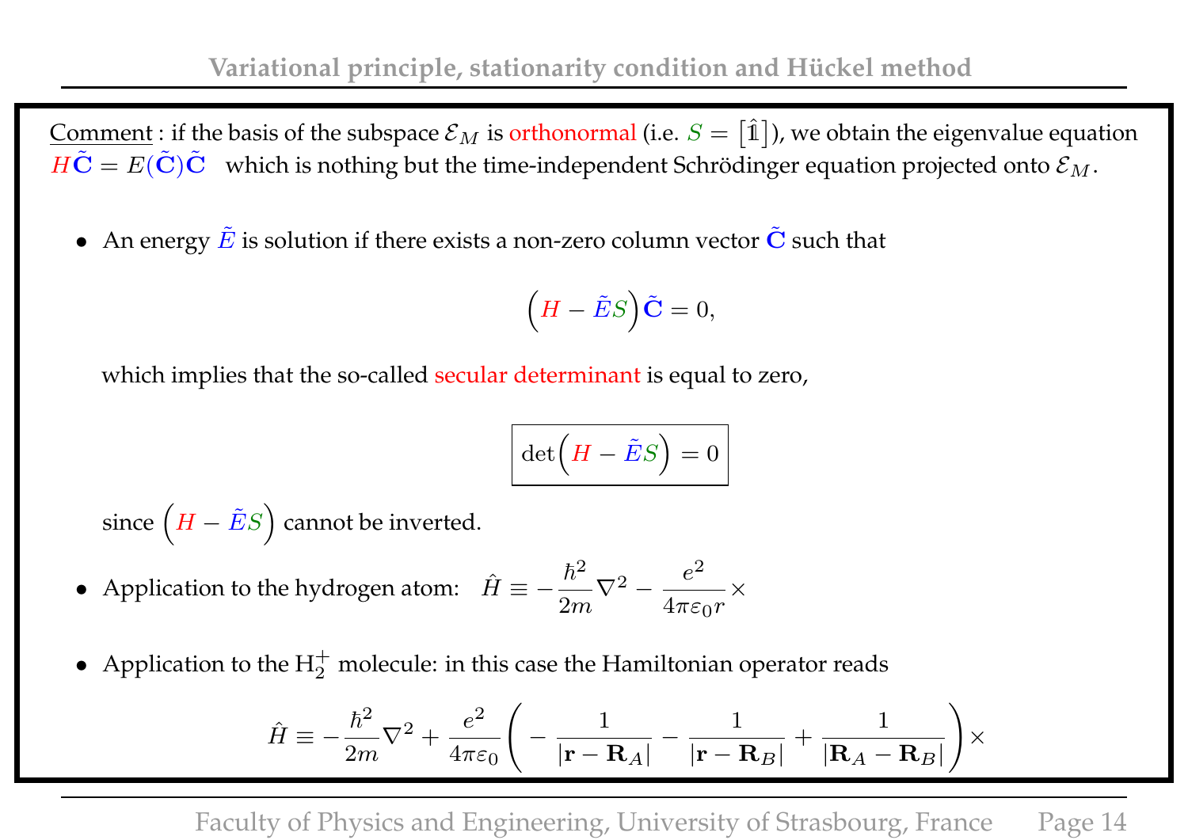Comment : if the basis of the subspace $\mathcal{E}_M$ is orthonormal (i.e. $S = [\hat{\mathbb{1}}]$), we obtain the eigenvalue equation $H\tilde{\mathbf{C}} = E(\tilde{\mathbf{C}})\tilde{\mathbf{C}}$ which is nothing but the time-independent Schrödinger equation projected onto $\mathcal{E}_M$.

- An energy $\tilde{E}$ is solution if there exists a non-zero column vector $\tilde{\mathbf{C}}$ such that

$$\left(H - \tilde{E}S\right)\tilde{\mathbf{C}} = 0,$$

which implies that the so-called secular determinant is equal to zero,

$$\boxed{\det\left(H - \tilde{E}S\right) = 0}$$

since $\left(H - \tilde{E}S\right)$ cannot be inverted.

- Application to the hydrogen atom: $\hat{H} \equiv -\dfrac{\hbar^2}{2m}\nabla^2 - \dfrac{e^2}{4\pi\varepsilon_0 r}\times$

- Application to the $H_2^+$ molecule: in this case the Hamiltonian operator reads

$$\hat{H} \equiv -\frac{\hbar^2}{2m}\nabla^2 + \frac{e^2}{4\pi\varepsilon_0}\left(-\frac{1}{|\mathbf{r}-\mathbf{R}_A|} - \frac{1}{|\mathbf{r}-\mathbf{R}_B|} + \frac{1}{|\mathbf{R}_A-\mathbf{R}_B|}\right)\times$$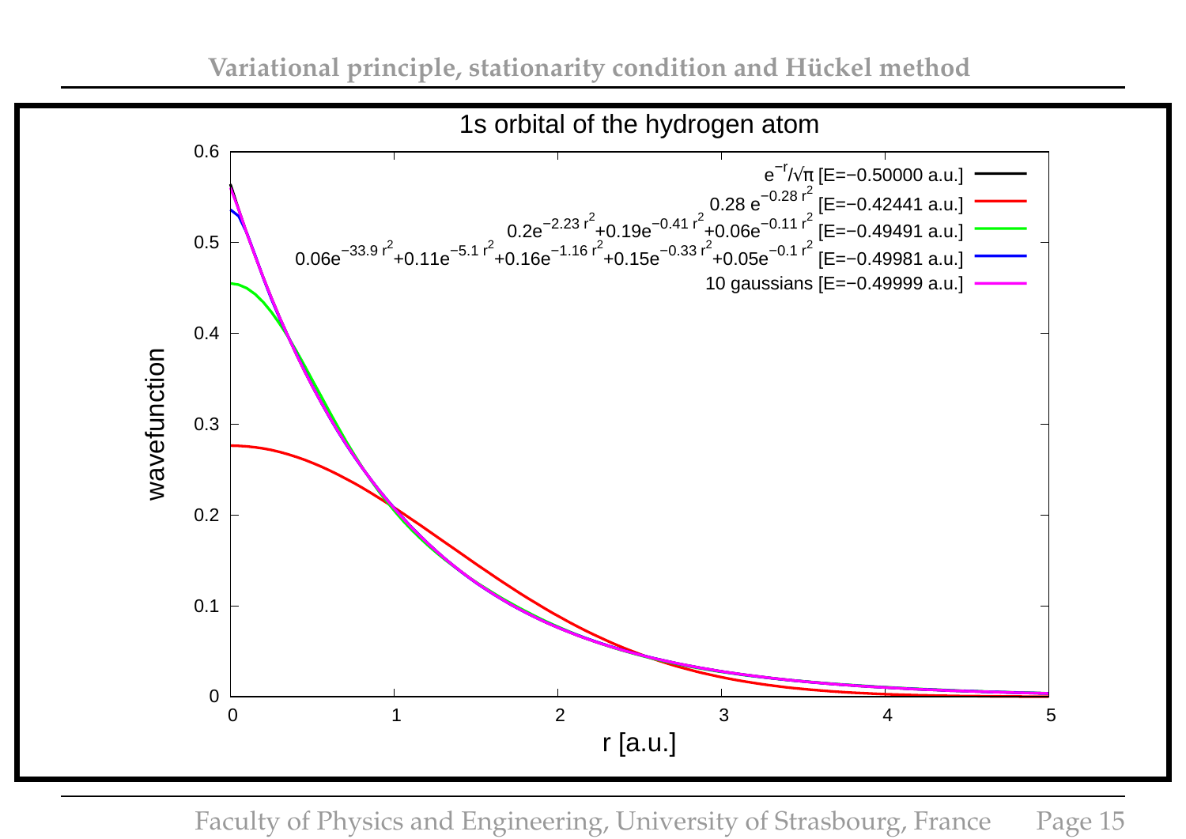1s orbital of the hydrogen atom

| Legend |
| --- |
| $e^{-r}/\sqrt{\pi}$ [E=−0.50000 a.u.] |
| $0.28\, e^{-0.28\, r^2}$ [E=−0.42441 a.u.] |
| $0.2e^{-2.23\, r^2}+0.19e^{-0.41\, r^2}+0.06e^{-0.11\, r^2}$ [E=−0.49491 a.u.] |
| $0.06e^{-33.9\, r^2}+0.11e^{-5.1\, r^2}+0.16e^{-1.16\, r^2}+0.15e^{-0.33\, r^2}+0.05e^{-0.1\, r^2}$ [E=−0.49981 a.u.] |
| 10 gaussians [E=−0.49999 a.u.] |

wavefunction

r [a.u.]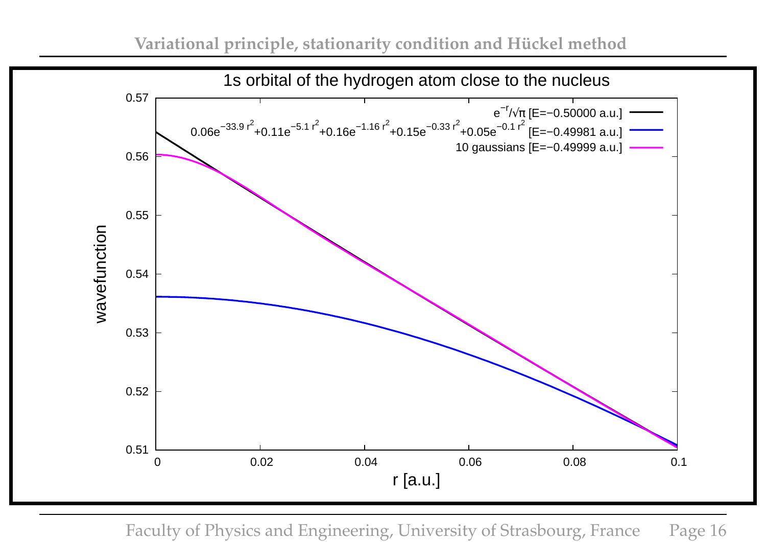1s orbital of the hydrogen atom close to the nucleus

| Legend |
|---|
| $e^{-r}/\sqrt{\pi}$ [E=−0.50000 a.u.] |
| $0.06e^{-33.9\,r^2}+0.11e^{-5.1\,r^2}+0.16e^{-1.16\,r^2}+0.15e^{-0.33\,r^2}+0.05e^{-0.1\,r^2}$ [E=−0.49981 a.u.] |
| 10 gaussians [E=−0.49999 a.u.] |

wavefunction

r [a.u.]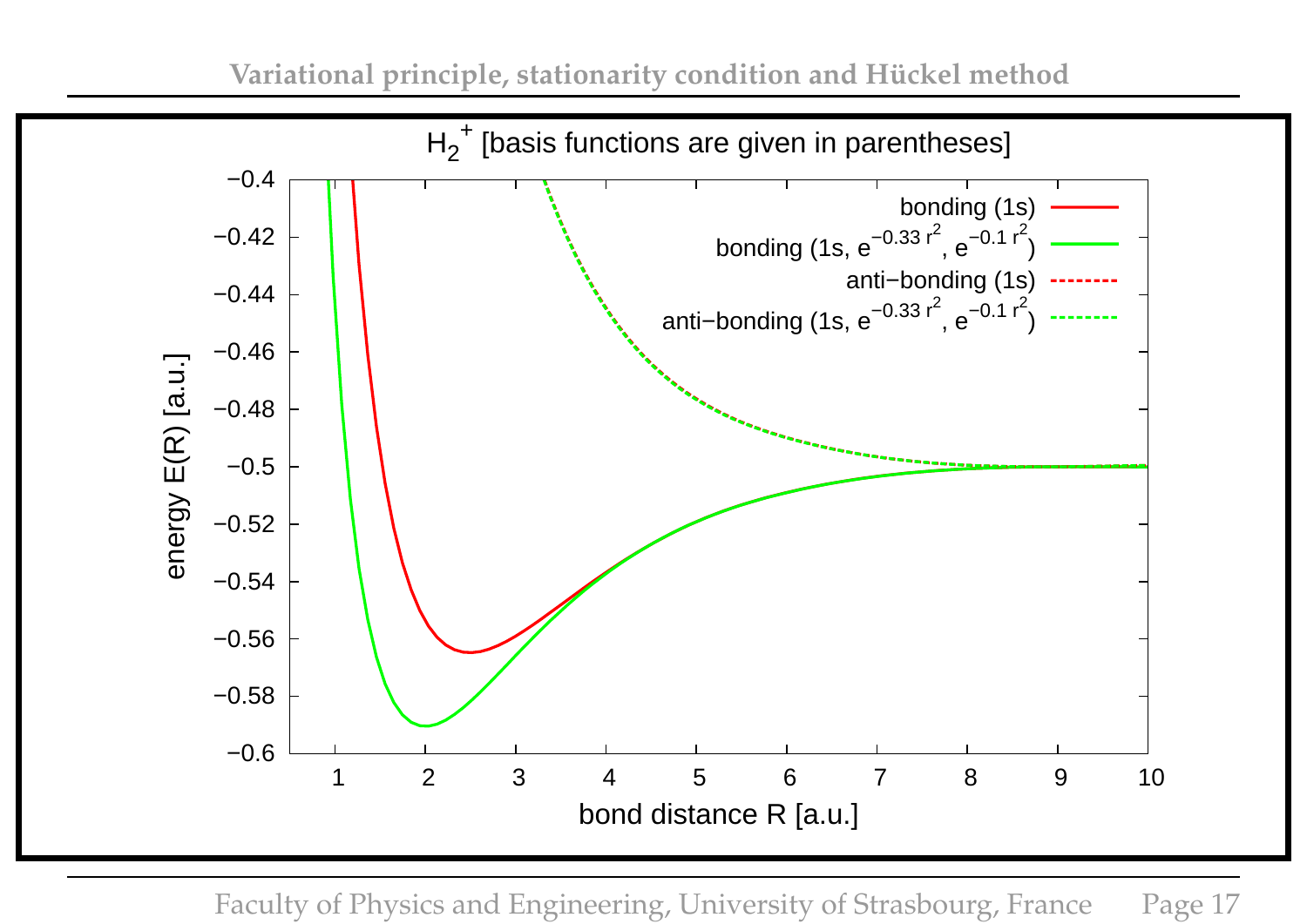## $H_2^+$ [basis functions are given in parentheses]

- bonding (1s)
- bonding (1s, $e^{-0.33\,r^2}$, $e^{-0.1\,r^2}$)
- anti−bonding (1s)
- anti−bonding (1s, $e^{-0.33\,r^2}$, $e^{-0.1\,r^2}$)

energy E(R) [a.u.]

bond distance R [a.u.]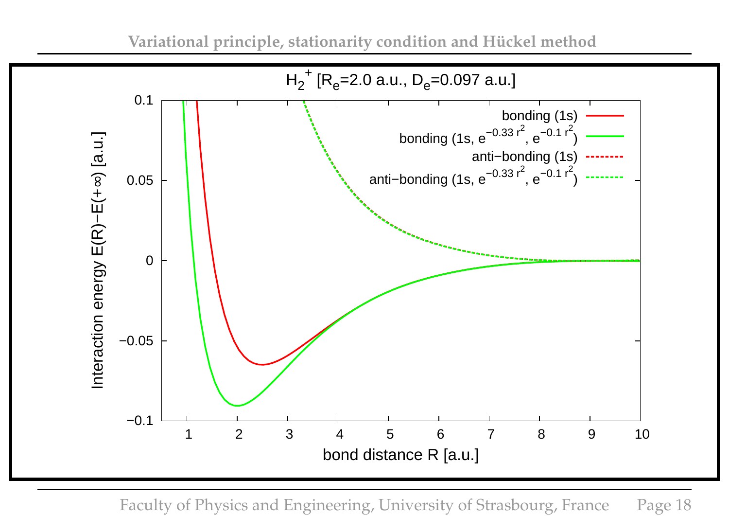$H_2^+$ [$R_e$=2.0 a.u., $D_e$=0.097 a.u.]

- bonding (1s)
- bonding (1s, $e^{-0.33\,r^2}$, $e^{-0.1\,r^2}$)
- anti−bonding (1s)
- anti−bonding (1s, $e^{-0.33\,r^2}$, $e^{-0.1\,r^2}$)

Interaction energy $E(R)-E(+\infty)$ [a.u.]

bond distance R [a.u.]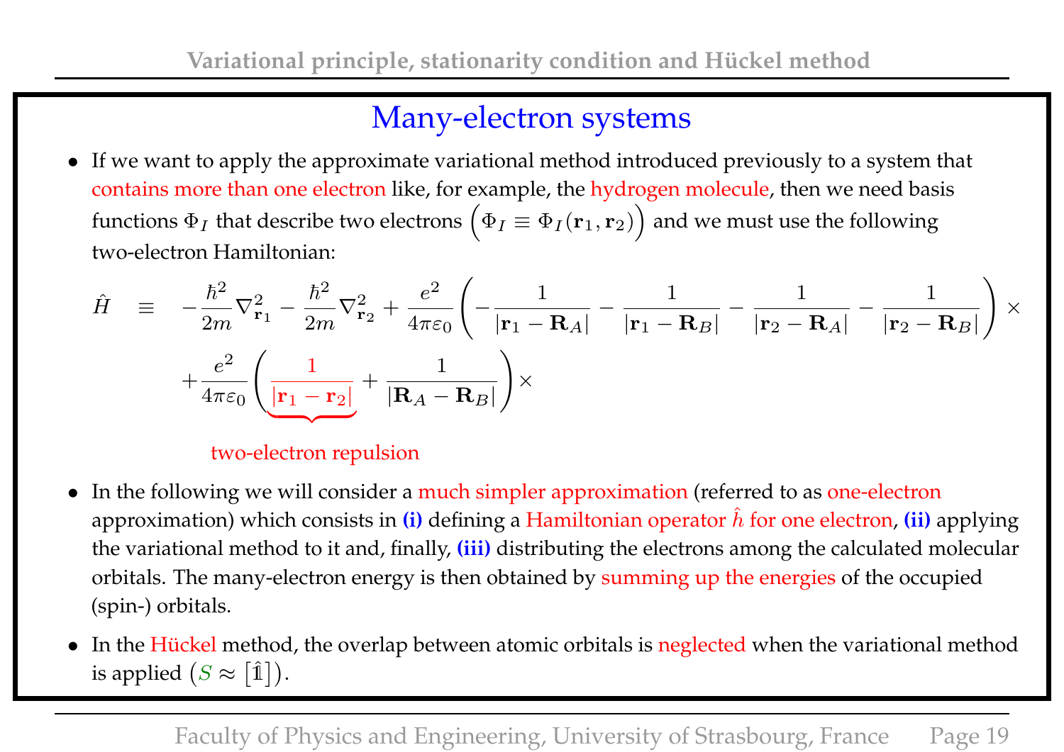## Many-electron systems

- If we want to apply the approximate variational method introduced previously to a system that contains more than one electron like, for example, the hydrogen molecule, then we need basis functions $\Phi_I$ that describe two electrons $\Big(\Phi_I \equiv \Phi_I(\mathbf{r}_1, \mathbf{r}_2)\Big)$ and we must use the following two-electron Hamiltonian:

$$
\begin{aligned}
\hat{H} \quad \equiv \quad & -\frac{\hbar^2}{2m}\nabla^2_{\mathbf{r}_1} - \frac{\hbar^2}{2m}\nabla^2_{\mathbf{r}_2} + \frac{e^2}{4\pi\varepsilon_0}\left(-\frac{1}{|\mathbf{r}_1 - \mathbf{R}_A|} - \frac{1}{|\mathbf{r}_1 - \mathbf{R}_B|} - \frac{1}{|\mathbf{r}_2 - \mathbf{R}_A|} - \frac{1}{|\mathbf{r}_2 - \mathbf{R}_B|}\right) \times \\
& + \frac{e^2}{4\pi\varepsilon_0}\left(\underbrace{\frac{1}{|\mathbf{r}_1 - \mathbf{r}_2|}}_{\text{two-electron repulsion}} + \frac{1}{|\mathbf{R}_A - \mathbf{R}_B|}\right) \times
\end{aligned}
$$

- In the following we will consider a much simpler approximation (referred to as one-electron approximation) which consists in **(i)** defining a Hamiltonian operator $\hat{h}$ for one electron, **(ii)** applying the variational method to it and, finally, **(iii)** distributing the electrons among the calculated molecular orbitals. The many-electron energy is then obtained by summing up the energies of the occupied (spin-) orbitals.

- In the Hückel method, the overlap between atomic orbitals is neglected when the variational method is applied $\big(S \approx [\hat{\mathbb{1}}]\big)$.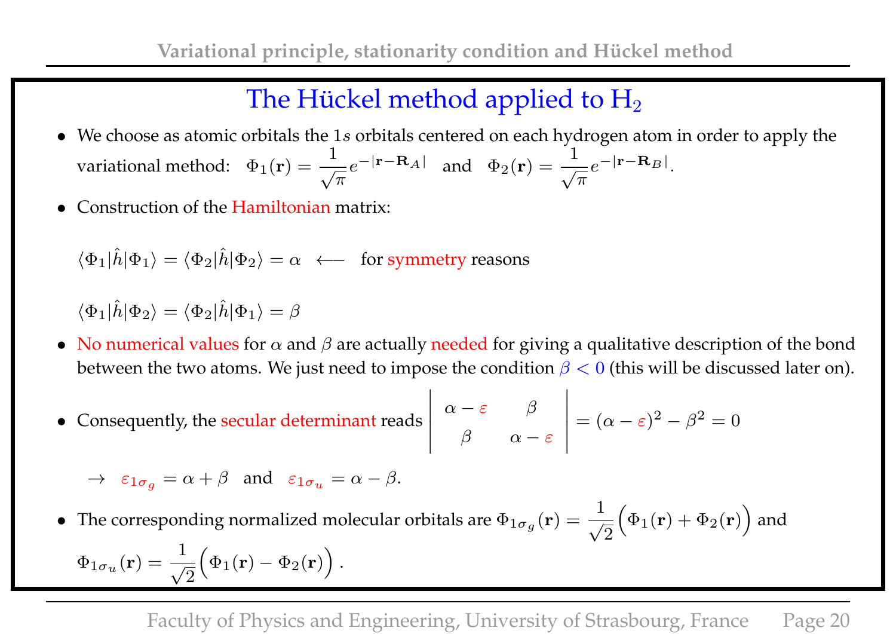## The Hückel method applied to $H_2$

- We choose as atomic orbitals the $1s$ orbitals centered on each hydrogen atom in order to apply the variational method: $\Phi_1(\mathbf{r}) = \dfrac{1}{\sqrt{\pi}} e^{-|\mathbf{r}-\mathbf{R}_A|}$ and $\Phi_2(\mathbf{r}) = \dfrac{1}{\sqrt{\pi}} e^{-|\mathbf{r}-\mathbf{R}_B|}$.

- Construction of the Hamiltonian matrix:

$$\langle \Phi_1|\hat{h}|\Phi_1\rangle = \langle \Phi_2|\hat{h}|\Phi_2\rangle = \alpha \quad \longleftarrow \quad \text{for symmetry reasons}$$

$$\langle \Phi_1|\hat{h}|\Phi_2\rangle = \langle \Phi_2|\hat{h}|\Phi_1\rangle = \beta$$

- No numerical values for $\alpha$ and $\beta$ are actually needed for giving a qualitative description of the bond between the two atoms. We just need to impose the condition $\beta < 0$ (this will be discussed later on).

- Consequently, the secular determinant reads $\begin{vmatrix} \alpha - \varepsilon & \beta \\ \beta & \alpha - \varepsilon \end{vmatrix} = (\alpha - \varepsilon)^2 - \beta^2 = 0$

$$\rightarrow \quad \varepsilon_{1\sigma_g} = \alpha + \beta \quad \text{and} \quad \varepsilon_{1\sigma_u} = \alpha - \beta.$$

- The corresponding normalized molecular orbitals are $\Phi_{1\sigma_g}(\mathbf{r}) = \dfrac{1}{\sqrt{2}}\Big(\Phi_1(\mathbf{r}) + \Phi_2(\mathbf{r})\Big)$ and $\Phi_{1\sigma_u}(\mathbf{r}) = \dfrac{1}{\sqrt{2}}\Big(\Phi_1(\mathbf{r}) - \Phi_2(\mathbf{r})\Big)$.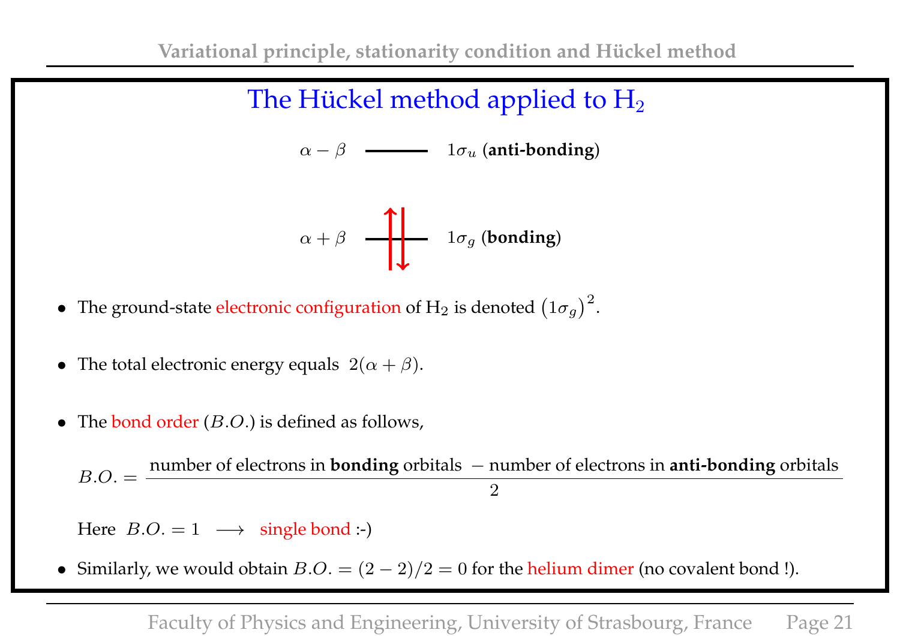# The Hückel method applied to $H_2$

$\alpha - \beta$ —— $1\sigma_u$ (**anti-bonding**)

$\alpha + \beta$ —↑↓— $1\sigma_g$ (**bonding**)

- The ground-state electronic configuration of $H_2$ is denoted $\left(1\sigma_g\right)^2$.

- The total electronic energy equals $2(\alpha + \beta)$.

- The bond order ($B.O.$) is defined as follows,

$$B.O. = \frac{\text{number of electrons in } \textbf{bonding} \text{ orbitals } - \text{number of electrons in } \textbf{anti-bonding} \text{ orbitals}}{2}$$

  Here $B.O. = 1 \quad \longrightarrow \quad$ single bond :-)

- Similarly, we would obtain $B.O. = (2-2)/2 = 0$ for the helium dimer (no covalent bond !).